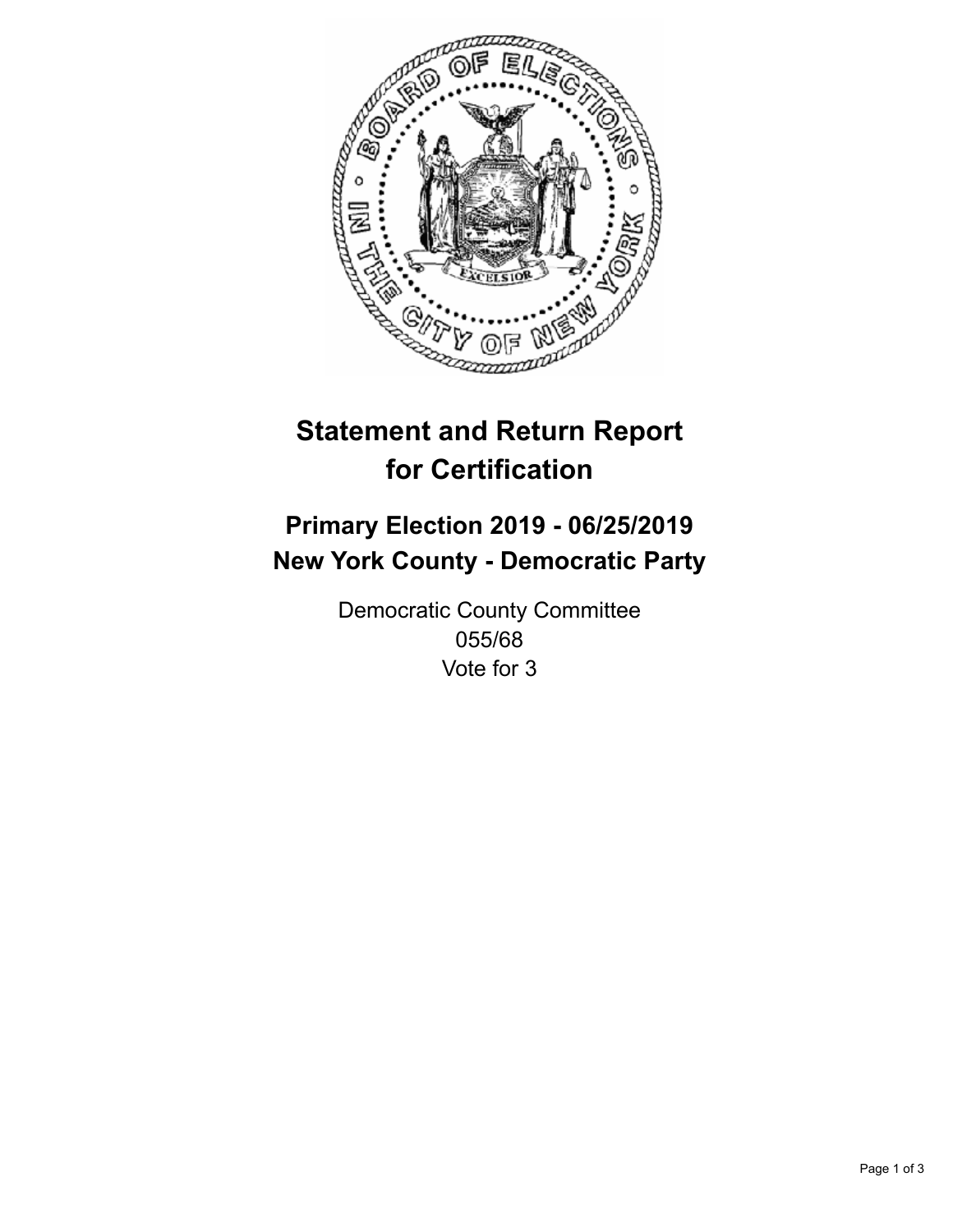# Statement and Return Report for Certification

## Primary Election 2019 - 06/25/2019
## New York County - Democratic Party

Democratic County Committee
055/68
Vote for 3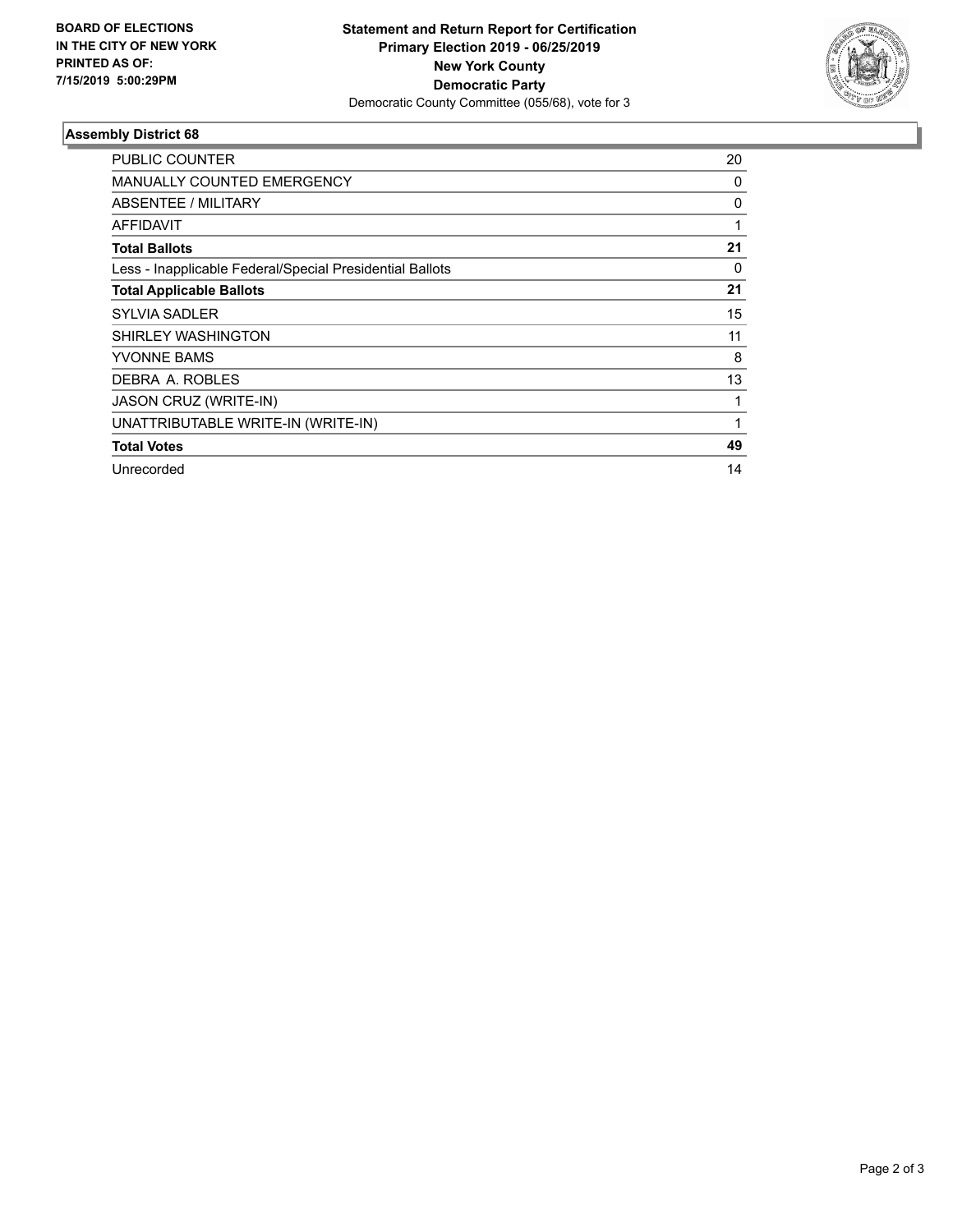**BOARD OF ELECTIONS IN THE CITY OF NEW YORK PRINTED AS OF: 7/15/2019 5:00:29PM**

**Statement and Return Report for Certification**
**Primary Election 2019 - 06/25/2019**
**New York County**
**Democratic Party**
Democratic County Committee (055/68), vote for 3

## Assembly District 68

| | |
|---|---|
| PUBLIC COUNTER | 20 |
| MANUALLY COUNTED EMERGENCY | 0 |
| ABSENTEE / MILITARY | 0 |
| AFFIDAVIT | 1 |
| **Total Ballots** | **21** |
| Less - Inapplicable Federal/Special Presidential Ballots | 0 |
| **Total Applicable Ballots** | **21** |
| SYLVIA SADLER | 15 |
| SHIRLEY WASHINGTON | 11 |
| YVONNE BAMS | 8 |
| DEBRA A. ROBLES | 13 |
| JASON CRUZ (WRITE-IN) | 1 |
| UNATTRIBUTABLE WRITE-IN (WRITE-IN) | 1 |
| **Total Votes** | **49** |
| Unrecorded | 14 |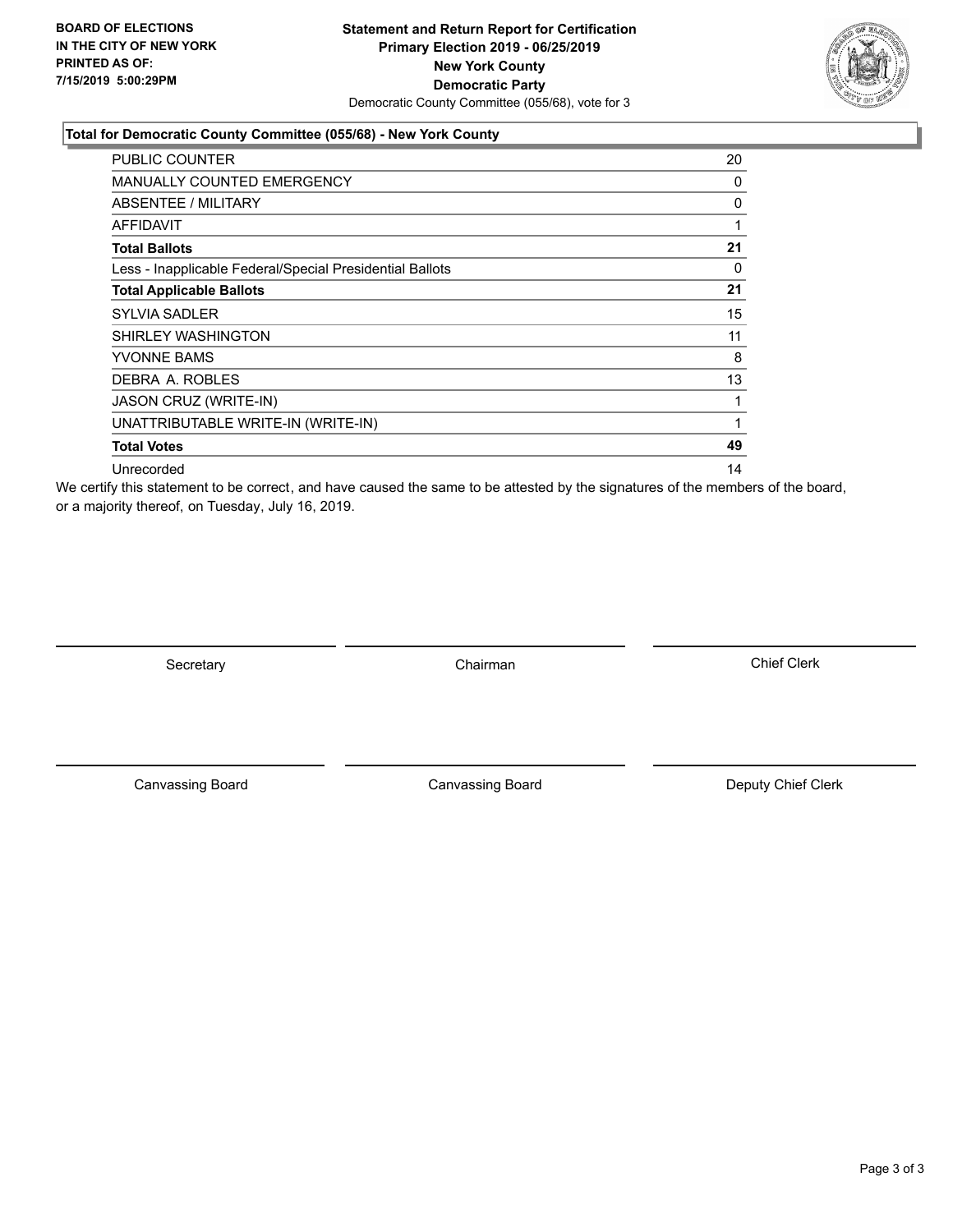**BOARD OF ELECTIONS IN THE CITY OF NEW YORK PRINTED AS OF: 7/15/2019 5:00:29PM**

**Statement and Return Report for Certification**
**Primary Election 2019 - 06/25/2019**
**New York County**
**Democratic Party**
Democratic County Committee (055/68), vote for 3

### Total for Democratic County Committee (055/68) - New York County

| | |
|---|---|
| PUBLIC COUNTER | 20 |
| MANUALLY COUNTED EMERGENCY | 0 |
| ABSENTEE / MILITARY | 0 |
| AFFIDAVIT | 1 |
| **Total Ballots** | **21** |
| Less - Inapplicable Federal/Special Presidential Ballots | 0 |
| **Total Applicable Ballots** | **21** |
| SYLVIA SADLER | 15 |
| SHIRLEY WASHINGTON | 11 |
| YVONNE BAMS | 8 |
| DEBRA A. ROBLES | 13 |
| JASON CRUZ (WRITE-IN) | 1 |
| UNATTRIBUTABLE WRITE-IN (WRITE-IN) | 1 |
| **Total Votes** | **49** |
| Unrecorded | 14 |

We certify this statement to be correct, and have caused the same to be attested by the signatures of the members of the board, or a majority thereof, on Tuesday, July 16, 2019.

Secretary

Chairman

Chief Clerk

Canvassing Board

Canvassing Board

Deputy Chief Clerk